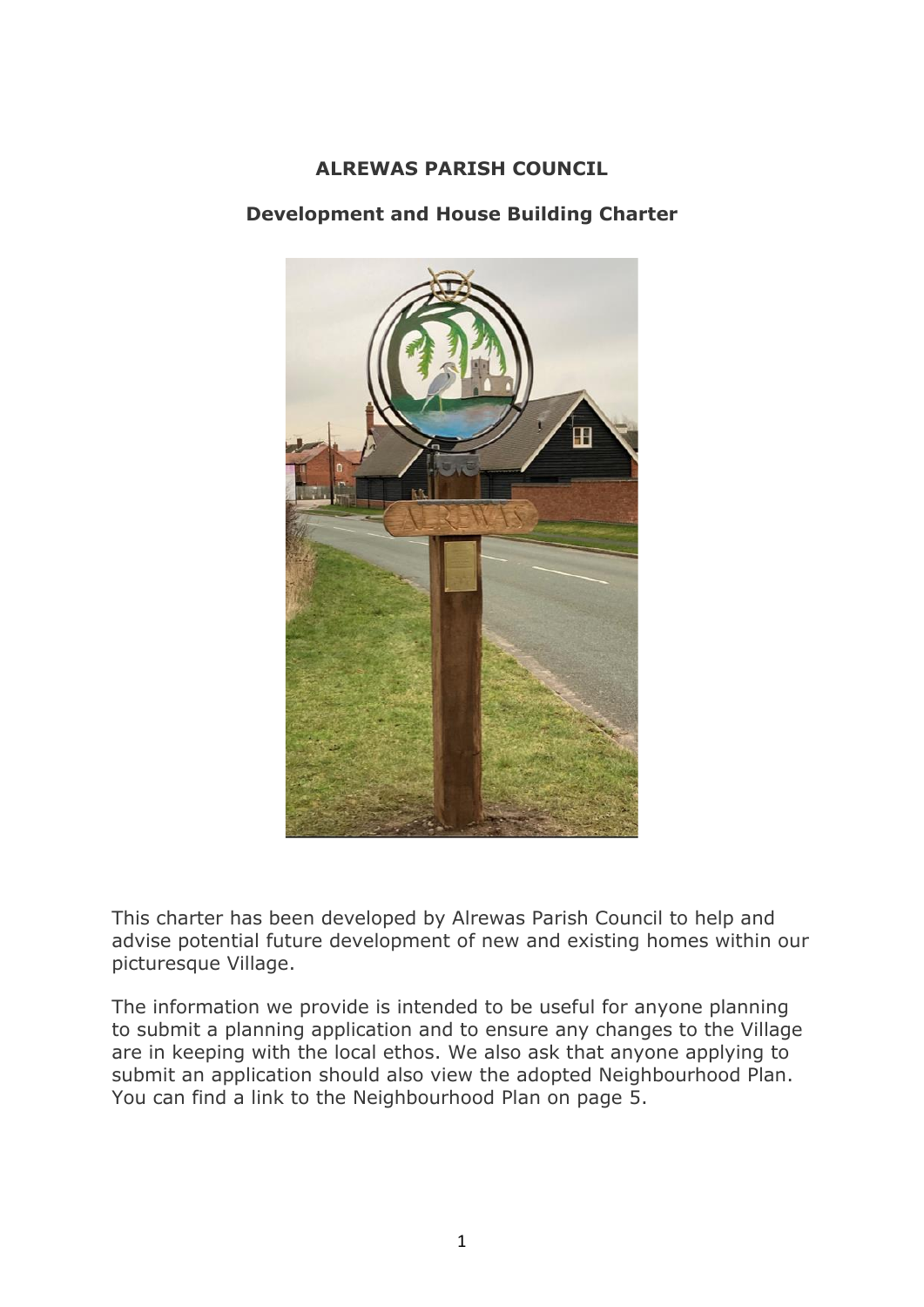# ALREWAS PARISH COUNCIL

## Development and House Building Charter

This charter has been developed by Alrewas Parish Council to help and advise potential future development of new and existing homes within our picturesque Village.

The information we provide is intended to be useful for anyone planning to submit a planning application and to ensure any changes to the Village are in keeping with the local ethos. We also ask that anyone applying to submit an application should also view the adopted Neighbourhood Plan. You can find a link to the Neighbourhood Plan on page 5.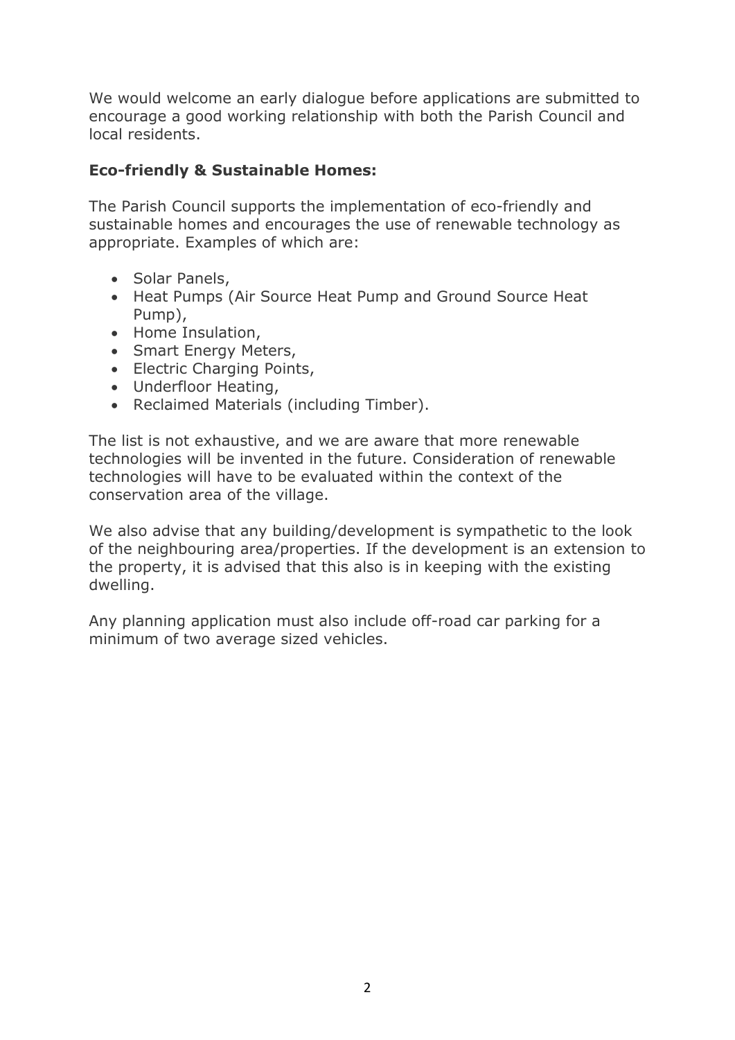We would welcome an early dialogue before applications are submitted to encourage a good working relationship with both the Parish Council and local residents.

**Eco-friendly & Sustainable Homes:**

The Parish Council supports the implementation of eco-friendly and sustainable homes and encourages the use of renewable technology as appropriate. Examples of which are:

- Solar Panels,
- Heat Pumps (Air Source Heat Pump and Ground Source Heat Pump),
- Home Insulation,
- Smart Energy Meters,
- Electric Charging Points,
- Underfloor Heating,
- Reclaimed Materials (including Timber).

The list is not exhaustive, and we are aware that more renewable technologies will be invented in the future. Consideration of renewable technologies will have to be evaluated within the context of the conservation area of the village.

We also advise that any building/development is sympathetic to the look of the neighbouring area/properties. If the development is an extension to the property, it is advised that this also is in keeping with the existing dwelling.

Any planning application must also include off-road car parking for a minimum of two average sized vehicles.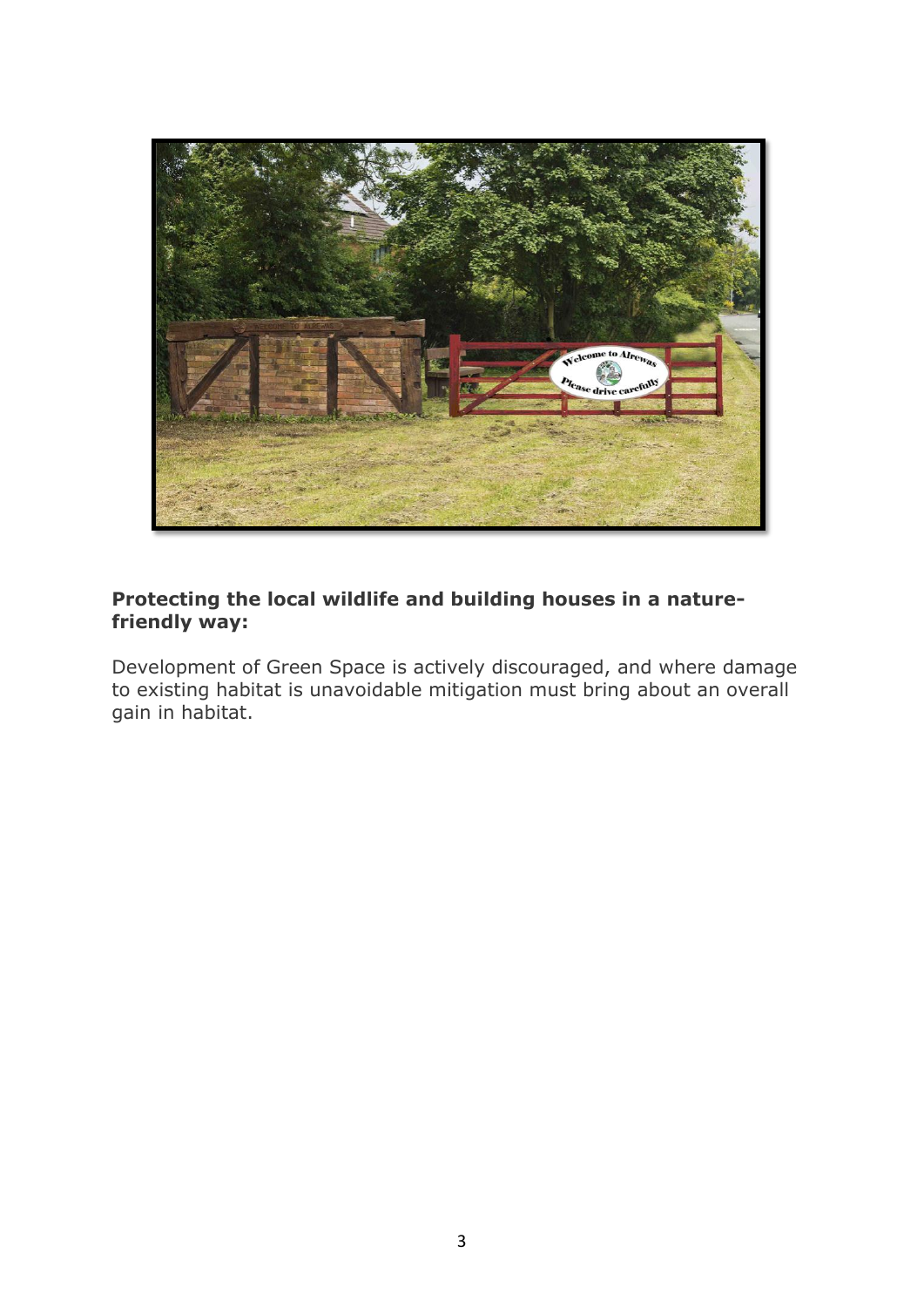**Protecting the local wildlife and building houses in a nature-friendly way:**

Development of Green Space is actively discouraged, and where damage to existing habitat is unavoidable mitigation must bring about an overall gain in habitat.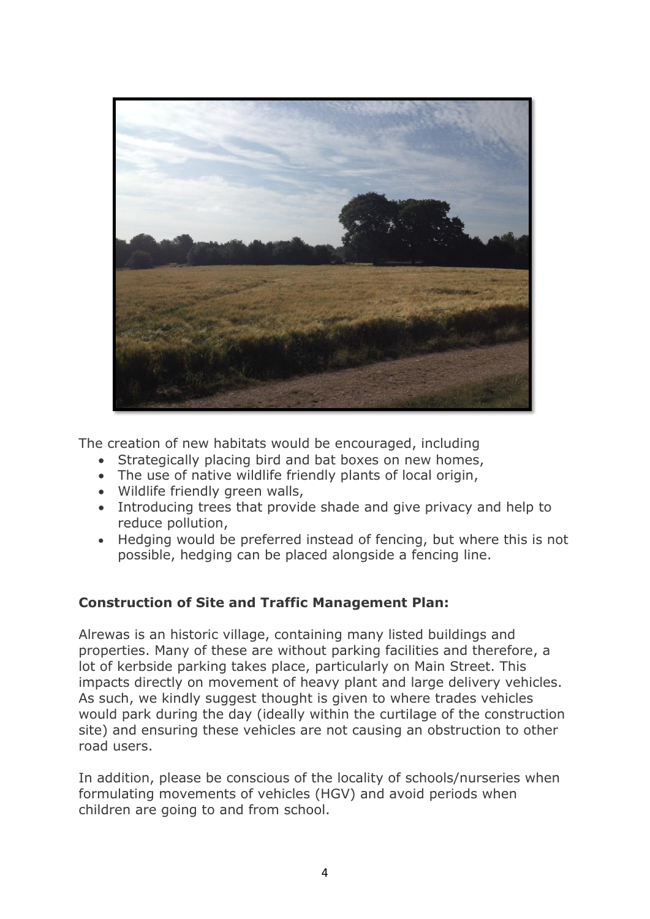The creation of new habitats would be encouraged, including

- Strategically placing bird and bat boxes on new homes,
- The use of native wildlife friendly plants of local origin,
- Wildlife friendly green walls,
- Introducing trees that provide shade and give privacy and help to reduce pollution,
- Hedging would be preferred instead of fencing, but where this is not possible, hedging can be placed alongside a fencing line.

**Construction of Site and Traffic Management Plan:**

Alrewas is an historic village, containing many listed buildings and properties. Many of these are without parking facilities and therefore, a lot of kerbside parking takes place, particularly on Main Street. This impacts directly on movement of heavy plant and large delivery vehicles. As such, we kindly suggest thought is given to where trades vehicles would park during the day (ideally within the curtilage of the construction site) and ensuring these vehicles are not causing an obstruction to other road users.

In addition, please be conscious of the locality of schools/nurseries when formulating movements of vehicles (HGV) and avoid periods when children are going to and from school.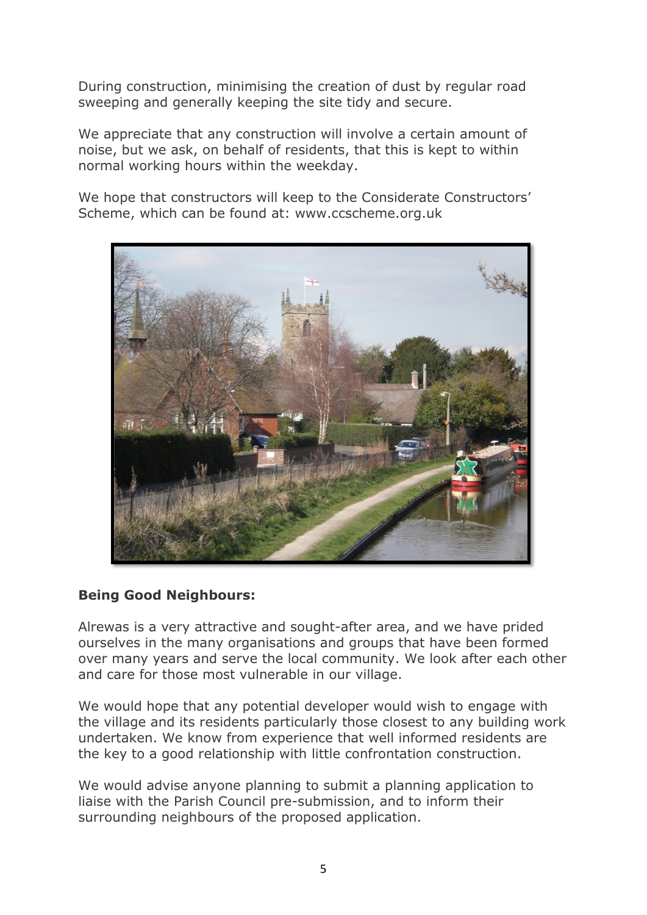During construction, minimising the creation of dust by regular road sweeping and generally keeping the site tidy and secure.

We appreciate that any construction will involve a certain amount of noise, but we ask, on behalf of residents, that this is kept to within normal working hours within the weekday.

We hope that constructors will keep to the Considerate Constructors' Scheme, which can be found at: www.ccscheme.org.uk

**Being Good Neighbours:**

Alrewas is a very attractive and sought-after area, and we have prided ourselves in the many organisations and groups that have been formed over many years and serve the local community. We look after each other and care for those most vulnerable in our village.

We would hope that any potential developer would wish to engage with the village and its residents particularly those closest to any building work undertaken. We know from experience that well informed residents are the key to a good relationship with little confrontation construction.

We would advise anyone planning to submit a planning application to liaise with the Parish Council pre-submission, and to inform their surrounding neighbours of the proposed application.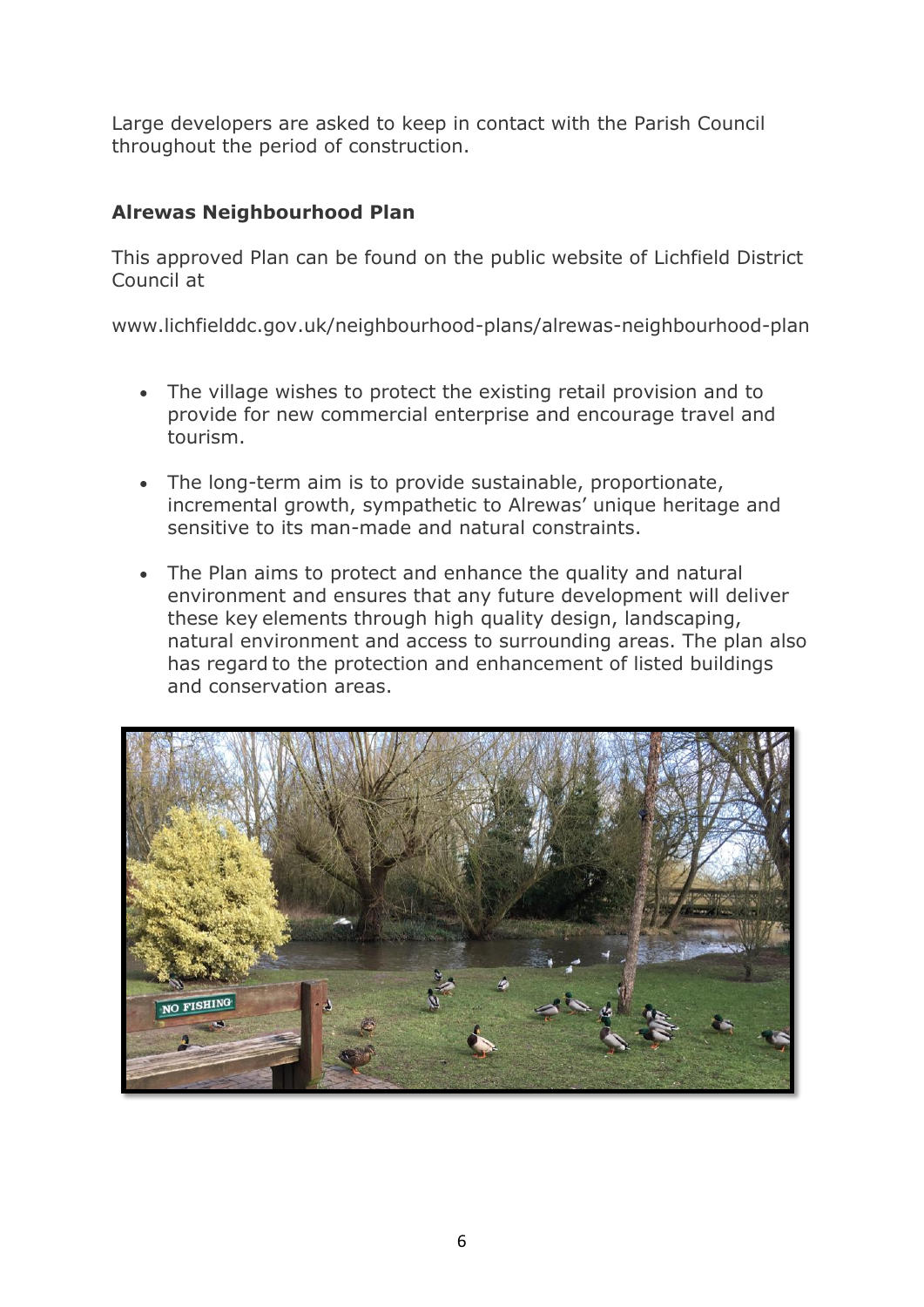Large developers are asked to keep in contact with the Parish Council throughout the period of construction.

**Alrewas Neighbourhood Plan**

This approved Plan can be found on the public website of Lichfield District Council at

www.lichfielddc.gov.uk/neighbourhood-plans/alrewas-neighbourhood-plan

- The village wishes to protect the existing retail provision and to provide for new commercial enterprise and encourage travel and tourism.
- The long-term aim is to provide sustainable, proportionate, incremental growth, sympathetic to Alrewas' unique heritage and sensitive to its man-made and natural constraints.
- The Plan aims to protect and enhance the quality and natural environment and ensures that any future development will deliver these key elements through high quality design, landscaping, natural environment and access to surrounding areas. The plan also has regard to the protection and enhancement of listed buildings and conservation areas.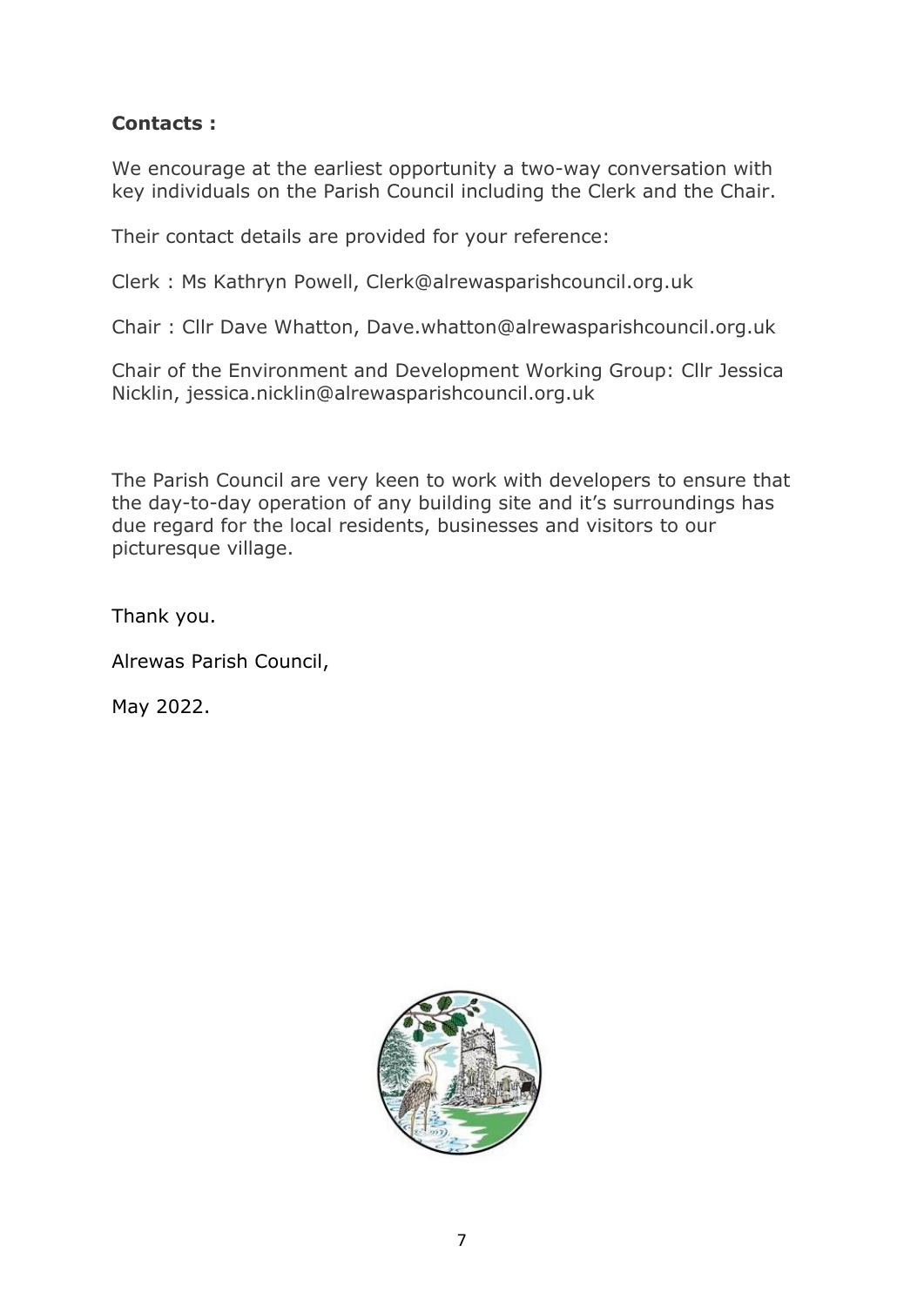**Contacts :**

We encourage at the earliest opportunity a two-way conversation with key individuals on the Parish Council including the Clerk and the Chair.

Their contact details are provided for your reference:

Clerk : Ms Kathryn Powell, Clerk@alrewasparishcouncil.org.uk

Chair : Cllr Dave Whatton, Dave.whatton@alrewasparishcouncil.org.uk

Chair of the Environment and Development Working Group: Cllr Jessica Nicklin, jessica.nicklin@alrewasparishcouncil.org.uk

The Parish Council are very keen to work with developers to ensure that the day-to-day operation of any building site and it's surroundings has due regard for the local residents, businesses and visitors to our picturesque village.

Thank you.

Alrewas Parish Council,

May 2022.